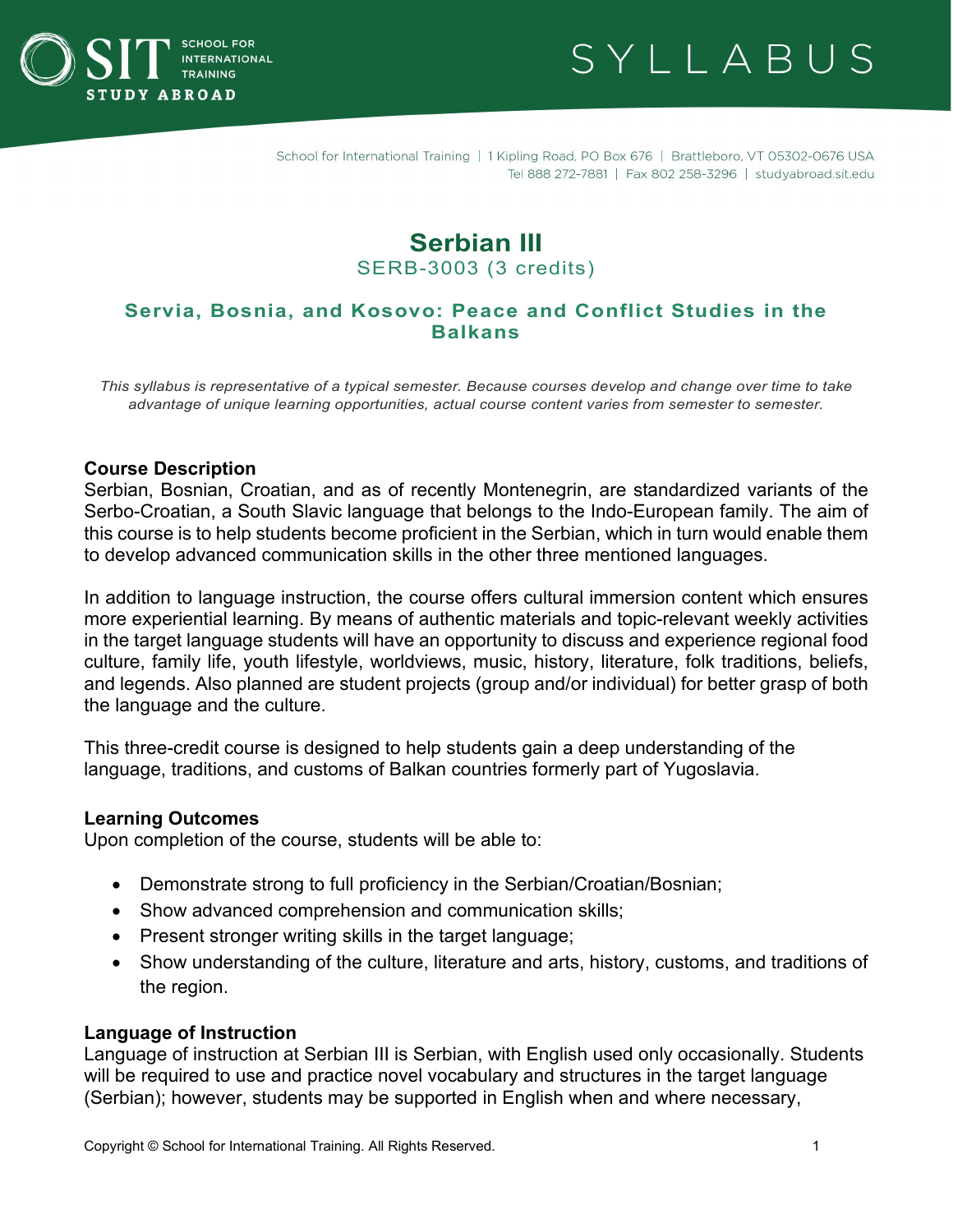# Serbian III

SERB-3003 (3 credits)

## Servia, Bosnia, and Kosovo: Peace and Conflict Studies in the Balkans

*This syllabus is representative of a typical semester. Because courses develop and change over time to take advantage of unique learning opportunities, actual course content varies from semester to semester.*

### Course Description

Serbian, Bosnian, Croatian, and as of recently Montenegrin, are standardized variants of the Serbo-Croatian, a South Slavic language that belongs to the Indo-European family. The aim of this course is to help students become proficient in the Serbian, which in turn would enable them to develop advanced communication skills in the other three mentioned languages.

In addition to language instruction, the course offers cultural immersion content which ensures more experiential learning. By means of authentic materials and topic-relevant weekly activities in the target language students will have an opportunity to discuss and experience regional food culture, family life, youth lifestyle, worldviews, music, history, literature, folk traditions, beliefs, and legends. Also planned are student projects (group and/or individual) for better grasp of both the language and the culture.

This three-credit course is designed to help students gain a deep understanding of the language, traditions, and customs of Balkan countries formerly part of Yugoslavia.

### Learning Outcomes

Upon completion of the course, students will be able to:

- Demonstrate strong to full proficiency in the Serbian/Croatian/Bosnian;
- Show advanced comprehension and communication skills;
- Present stronger writing skills in the target language;
- Show understanding of the culture, literature and arts, history, customs, and traditions of the region.

### Language of Instruction

Language of instruction at Serbian III is Serbian, with English used only occasionally. Students will be required to use and practice novel vocabulary and structures in the target language (Serbian); however, students may be supported in English when and where necessary,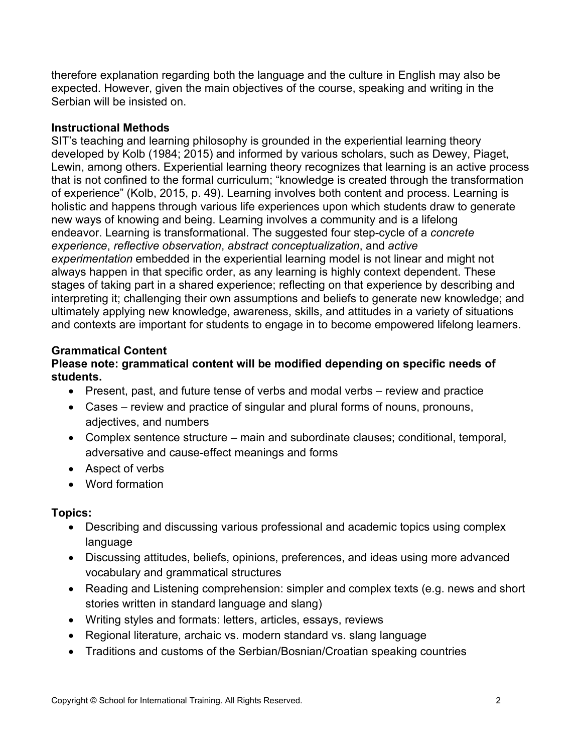therefore explanation regarding both the language and the culture in English may also be expected. However, given the main objectives of the course, speaking and writing in the Serbian will be insisted on.

**Instructional Methods**

SIT's teaching and learning philosophy is grounded in the experiential learning theory developed by Kolb (1984; 2015) and informed by various scholars, such as Dewey, Piaget, Lewin, among others. Experiential learning theory recognizes that learning is an active process that is not confined to the formal curriculum; "knowledge is created through the transformation of experience" (Kolb, 2015, p. 49). Learning involves both content and process. Learning is holistic and happens through various life experiences upon which students draw to generate new ways of knowing and being. Learning involves a community and is a lifelong endeavor. Learning is transformational. The suggested four step-cycle of a *concrete experience*, *reflective observation*, *abstract conceptualization*, and *active experimentation* embedded in the experiential learning model is not linear and might not always happen in that specific order, as any learning is highly context dependent. These stages of taking part in a shared experience; reflecting on that experience by describing and interpreting it; challenging their own assumptions and beliefs to generate new knowledge; and ultimately applying new knowledge, awareness, skills, and attitudes in a variety of situations and contexts are important for students to engage in to become empowered lifelong learners.

**Grammatical Content**

**Please note: grammatical content will be modified depending on specific needs of students.**

- Present, past, and future tense of verbs and modal verbs – review and practice
- Cases – review and practice of singular and plural forms of nouns, pronouns, adjectives, and numbers
- Complex sentence structure – main and subordinate clauses; conditional, temporal, adversative and cause-effect meanings and forms
- Aspect of verbs
- Word formation

**Topics:**

- Describing and discussing various professional and academic topics using complex language
- Discussing attitudes, beliefs, opinions, preferences, and ideas using more advanced vocabulary and grammatical structures
- Reading and Listening comprehension: simpler and complex texts (e.g. news and short stories written in standard language and slang)
- Writing styles and formats: letters, articles, essays, reviews
- Regional literature, archaic vs. modern standard vs. slang language
- Traditions and customs of the Serbian/Bosnian/Croatian speaking countries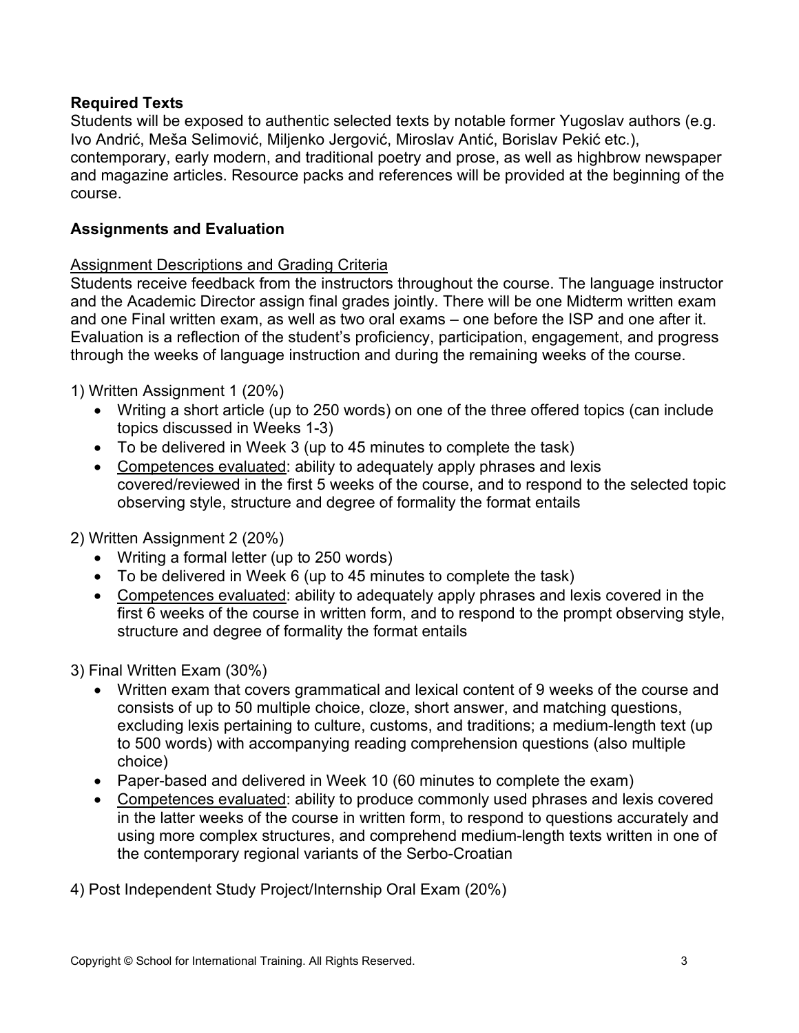**Required Texts**

Students will be exposed to authentic selected texts by notable former Yugoslav authors (e.g. Ivo Andrić, Meša Selimović, Miljenko Jergović, Miroslav Antić, Borislav Pekić etc.), contemporary, early modern, and traditional poetry and prose, as well as highbrow newspaper and magazine articles. Resource packs and references will be provided at the beginning of the course.

**Assignments and Evaluation**

Assignment Descriptions and Grading Criteria

Students receive feedback from the instructors throughout the course. The language instructor and the Academic Director assign final grades jointly. There will be one Midterm written exam and one Final written exam, as well as two oral exams – one before the ISP and one after it. Evaluation is a reflection of the student's proficiency, participation, engagement, and progress through the weeks of language instruction and during the remaining weeks of the course.

1) Written Assignment 1 (20%)

- Writing a short article (up to 250 words) on one of the three offered topics (can include topics discussed in Weeks 1-3)
- To be delivered in Week 3 (up to 45 minutes to complete the task)
- Competences evaluated: ability to adequately apply phrases and lexis covered/reviewed in the first 5 weeks of the course, and to respond to the selected topic observing style, structure and degree of formality the format entails

2) Written Assignment 2 (20%)

- Writing a formal letter (up to 250 words)
- To be delivered in Week 6 (up to 45 minutes to complete the task)
- Competences evaluated: ability to adequately apply phrases and lexis covered in the first 6 weeks of the course in written form, and to respond to the prompt observing style, structure and degree of formality the format entails

3) Final Written Exam (30%)

- Written exam that covers grammatical and lexical content of 9 weeks of the course and consists of up to 50 multiple choice, cloze, short answer, and matching questions, excluding lexis pertaining to culture, customs, and traditions; a medium-length text (up to 500 words) with accompanying reading comprehension questions (also multiple choice)
- Paper-based and delivered in Week 10 (60 minutes to complete the exam)
- Competences evaluated: ability to produce commonly used phrases and lexis covered in the latter weeks of the course in written form, to respond to questions accurately and using more complex structures, and comprehend medium-length texts written in one of the contemporary regional variants of the Serbo-Croatian

4) Post Independent Study Project/Internship Oral Exam (20%)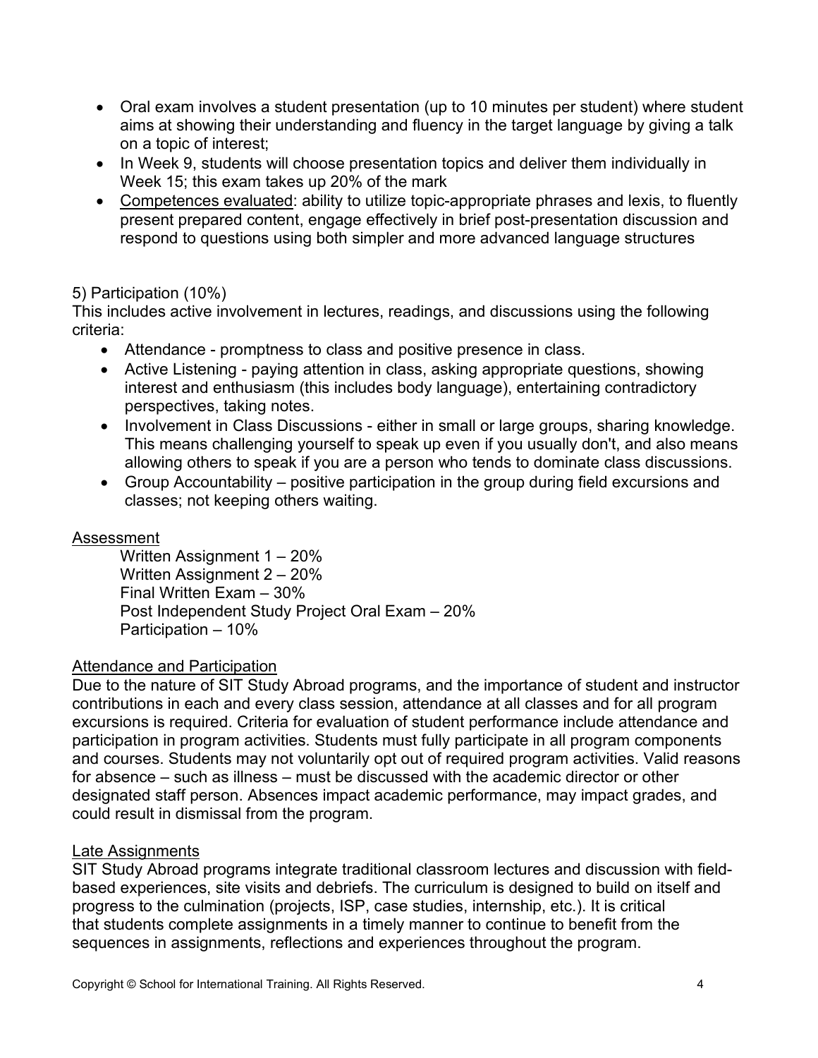- Oral exam involves a student presentation (up to 10 minutes per student) where student aims at showing their understanding and fluency in the target language by giving a talk on a topic of interest;
- In Week 9, students will choose presentation topics and deliver them individually in Week 15; this exam takes up 20% of the mark
- Competences evaluated: ability to utilize topic-appropriate phrases and lexis, to fluently present prepared content, engage effectively in brief post-presentation discussion and respond to questions using both simpler and more advanced language structures

5) Participation (10%)

This includes active involvement in lectures, readings, and discussions using the following criteria:

- Attendance - promptness to class and positive presence in class.
- Active Listening - paying attention in class, asking appropriate questions, showing interest and enthusiasm (this includes body language), entertaining contradictory perspectives, taking notes.
- Involvement in Class Discussions - either in small or large groups, sharing knowledge. This means challenging yourself to speak up even if you usually don't, and also means allowing others to speak if you are a person who tends to dominate class discussions.
- Group Accountability – positive participation in the group during field excursions and classes; not keeping others waiting.

## Assessment

Written Assignment 1 – 20%
Written Assignment 2 – 20%
Final Written Exam – 30%
Post Independent Study Project Oral Exam – 20%
Participation – 10%

## Attendance and Participation

Due to the nature of SIT Study Abroad programs, and the importance of student and instructor contributions in each and every class session, attendance at all classes and for all program excursions is required. Criteria for evaluation of student performance include attendance and participation in program activities. Students must fully participate in all program components and courses. Students may not voluntarily opt out of required program activities. Valid reasons for absence – such as illness – must be discussed with the academic director or other designated staff person. Absences impact academic performance, may impact grades, and could result in dismissal from the program.

## Late Assignments

SIT Study Abroad programs integrate traditional classroom lectures and discussion with field-based experiences, site visits and debriefs. The curriculum is designed to build on itself and progress to the culmination (projects, ISP, case studies, internship, etc.). It is critical that students complete assignments in a timely manner to continue to benefit from the sequences in assignments, reflections and experiences throughout the program.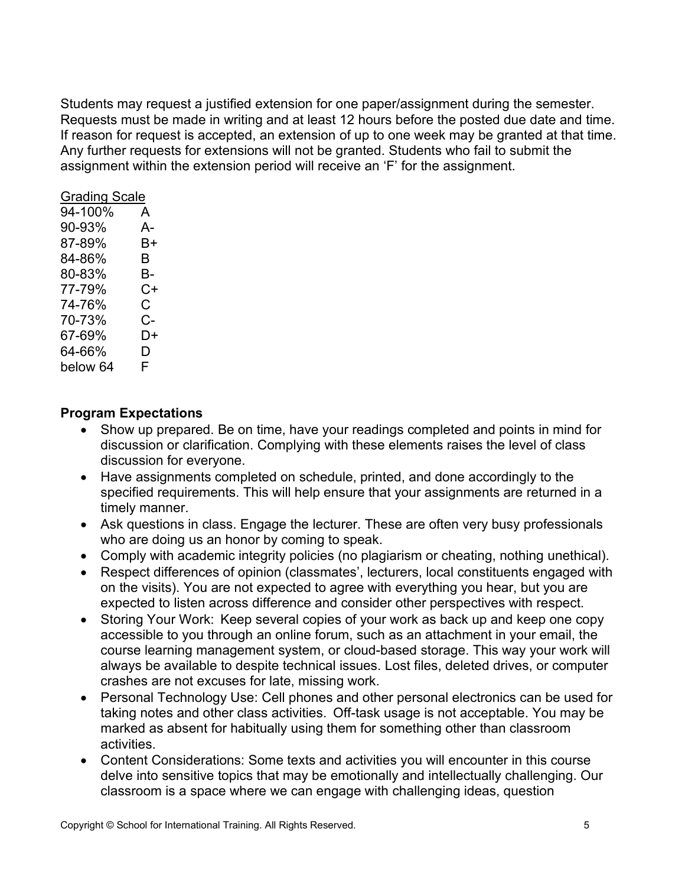Students may request a justified extension for one paper/assignment during the semester. Requests must be made in writing and at least 12 hours before the posted due date and time. If reason for request is accepted, an extension of up to one week may be granted at that time. Any further requests for extensions will not be granted. Students who fail to submit the assignment within the extension period will receive an 'F' for the assignment.

<u>Grading Scale</u>

| | |
|---|---|
| 94-100% | A |
| 90-93% | A- |
| 87-89% | B+ |
| 84-86% | B |
| 80-83% | B- |
| 77-79% | C+ |
| 74-76% | C |
| 70-73% | C- |
| 67-69% | D+ |
| 64-66% | D |
| below 64 | F |

**Program Expectations**

- Show up prepared. Be on time, have your readings completed and points in mind for discussion or clarification. Complying with these elements raises the level of class discussion for everyone.
- Have assignments completed on schedule, printed, and done accordingly to the specified requirements. This will help ensure that your assignments are returned in a timely manner.
- Ask questions in class. Engage the lecturer. These are often very busy professionals who are doing us an honor by coming to speak.
- Comply with academic integrity policies (no plagiarism or cheating, nothing unethical).
- Respect differences of opinion (classmates', lecturers, local constituents engaged with on the visits). You are not expected to agree with everything you hear, but you are expected to listen across difference and consider other perspectives with respect.
- Storing Your Work: Keep several copies of your work as back up and keep one copy accessible to you through an online forum, such as an attachment in your email, the course learning management system, or cloud-based storage. This way your work will always be available to despite technical issues. Lost files, deleted drives, or computer crashes are not excuses for late, missing work.
- Personal Technology Use: Cell phones and other personal electronics can be used for taking notes and other class activities. Off-task usage is not acceptable. You may be marked as absent for habitually using them for something other than classroom activities.
- Content Considerations: Some texts and activities you will encounter in this course delve into sensitive topics that may be emotionally and intellectually challenging. Our classroom is a space where we can engage with challenging ideas, question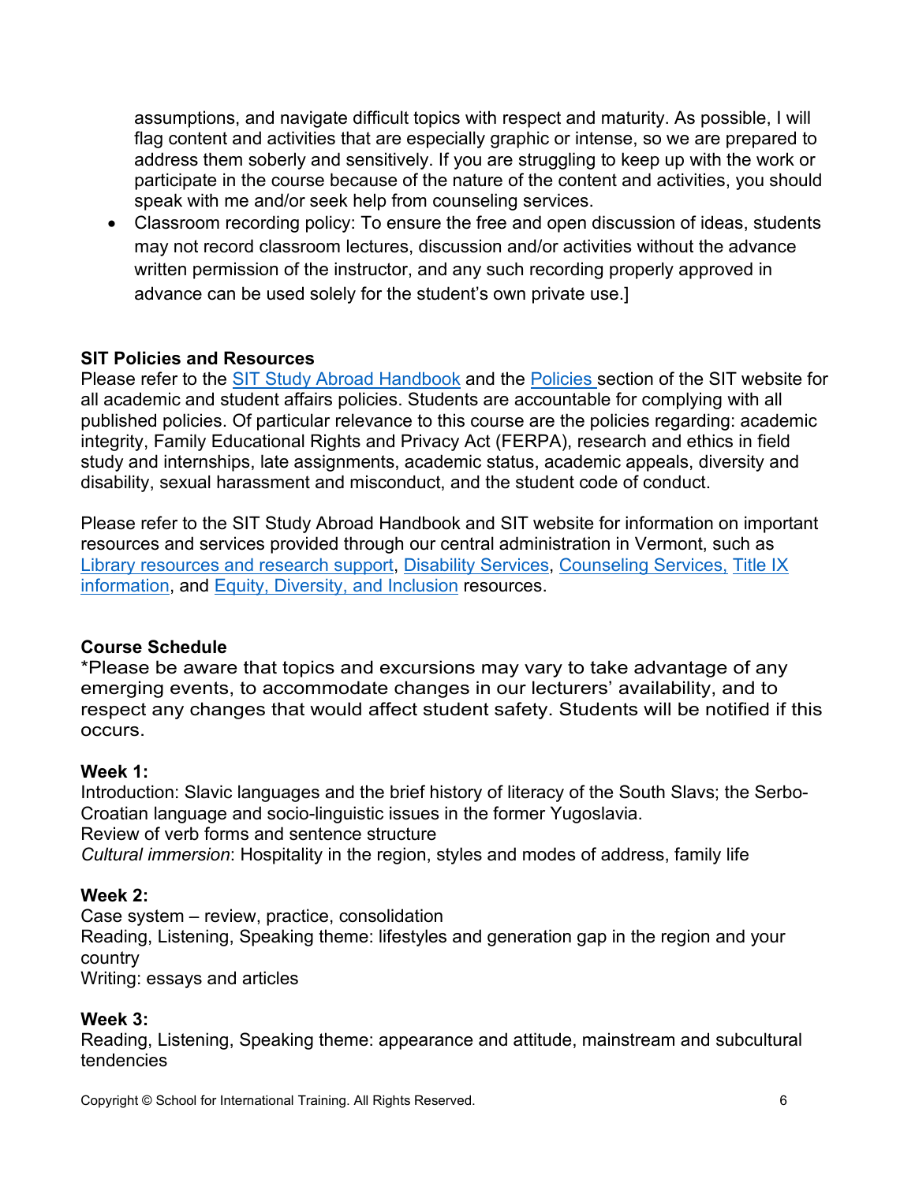assumptions, and navigate difficult topics with respect and maturity. As possible, I will flag content and activities that are especially graphic or intense, so we are prepared to address them soberly and sensitively. If you are struggling to keep up with the work or participate in the course because of the nature of the content and activities, you should speak with me and/or seek help from counseling services.

- Classroom recording policy: To ensure the free and open discussion of ideas, students may not record classroom lectures, discussion and/or activities without the advance written permission of the instructor, and any such recording properly approved in advance can be used solely for the student's own private use.]

**SIT Policies and Resources**

Please refer to the SIT Study Abroad Handbook and the Policies section of the SIT website for all academic and student affairs policies. Students are accountable for complying with all published policies. Of particular relevance to this course are the policies regarding: academic integrity, Family Educational Rights and Privacy Act (FERPA), research and ethics in field study and internships, late assignments, academic status, academic appeals, diversity and disability, sexual harassment and misconduct, and the student code of conduct.

Please refer to the SIT Study Abroad Handbook and SIT website for information on important resources and services provided through our central administration in Vermont, such as Library resources and research support, Disability Services, Counseling Services, Title IX information, and Equity, Diversity, and Inclusion resources.

**Course Schedule**

*Please be aware that topics and excursions may vary to take advantage of any emerging events, to accommodate changes in our lecturers' availability, and to respect any changes that would affect student safety. Students will be notified if this occurs.

**Week 1:**

Introduction: Slavic languages and the brief history of literacy of the South Slavs; the Serbo-Croatian language and socio-linguistic issues in the former Yugoslavia.
Review of verb forms and sentence structure
*Cultural immersion*: Hospitality in the region, styles and modes of address, family life

**Week 2:**

Case system – review, practice, consolidation
Reading, Listening, Speaking theme: lifestyles and generation gap in the region and your country
Writing: essays and articles

**Week 3:**

Reading, Listening, Speaking theme: appearance and attitude, mainstream and subcultural tendencies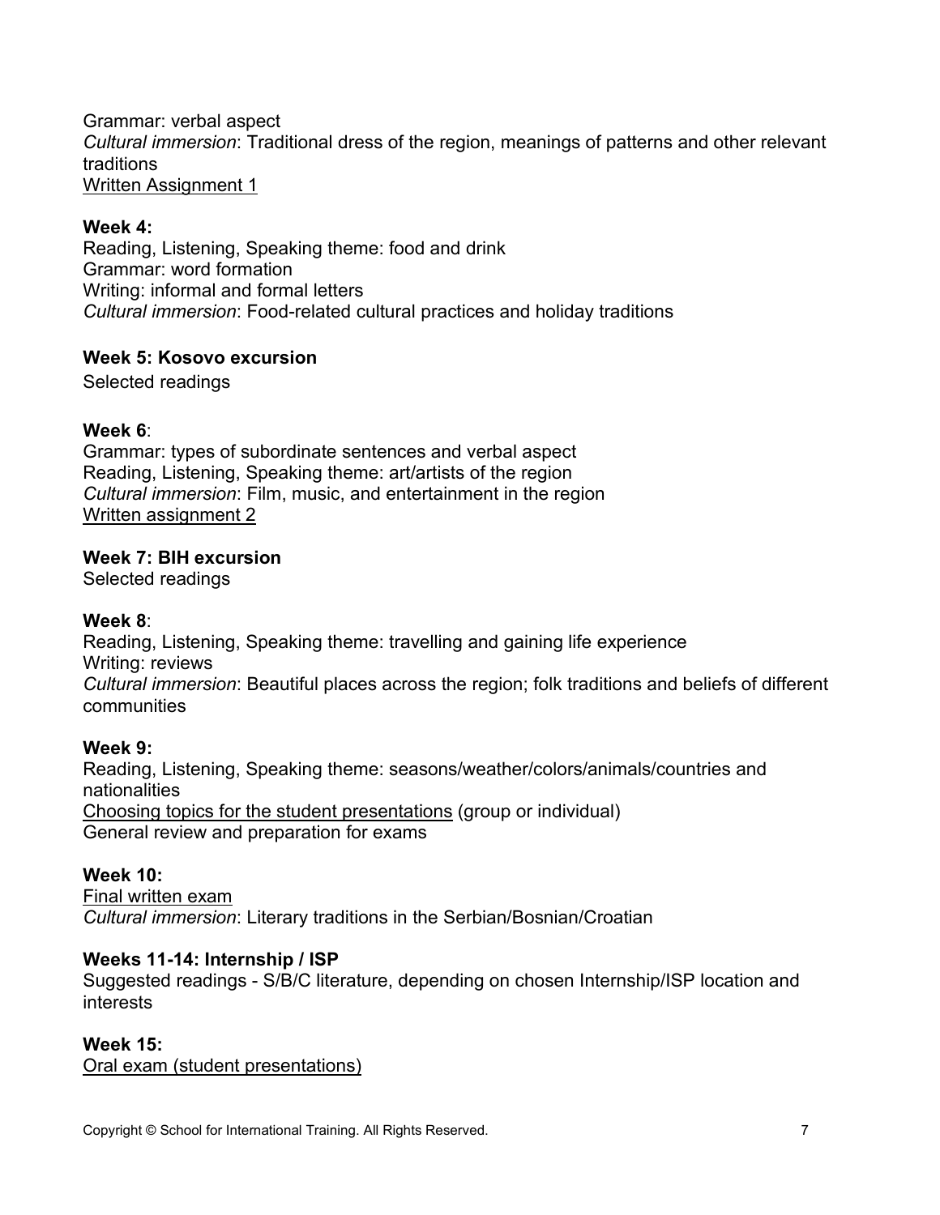Grammar: verbal aspect
*Cultural immersion*: Traditional dress of the region, meanings of patterns and other relevant traditions
<u>Written Assignment 1</u>

**Week 4:**
Reading, Listening, Speaking theme: food and drink
Grammar: word formation
Writing: informal and formal letters
*Cultural immersion*: Food-related cultural practices and holiday traditions

**Week 5: Kosovo excursion**
Selected readings

**Week 6**:
Grammar: types of subordinate sentences and verbal aspect
Reading, Listening, Speaking theme: art/artists of the region
*Cultural immersion*: Film, music, and entertainment in the region
<u>Written assignment 2</u>

**Week 7: BIH excursion**
Selected readings

**Week 8**:
Reading, Listening, Speaking theme: travelling and gaining life experience
Writing: reviews
*Cultural immersion*: Beautiful places across the region; folk traditions and beliefs of different communities

**Week 9:**
Reading, Listening, Speaking theme: seasons/weather/colors/animals/countries and nationalities
<u>Choosing topics for the student presentations</u> (group or individual)
General review and preparation for exams

**Week 10:**
<u>Final written exam</u>
*Cultural immersion*: Literary traditions in the Serbian/Bosnian/Croatian

**Weeks 11-14: Internship / ISP**
Suggested readings - S/B/C literature, depending on chosen Internship/ISP location and interests

**Week 15:**
<u>Oral exam (student presentations)</u>